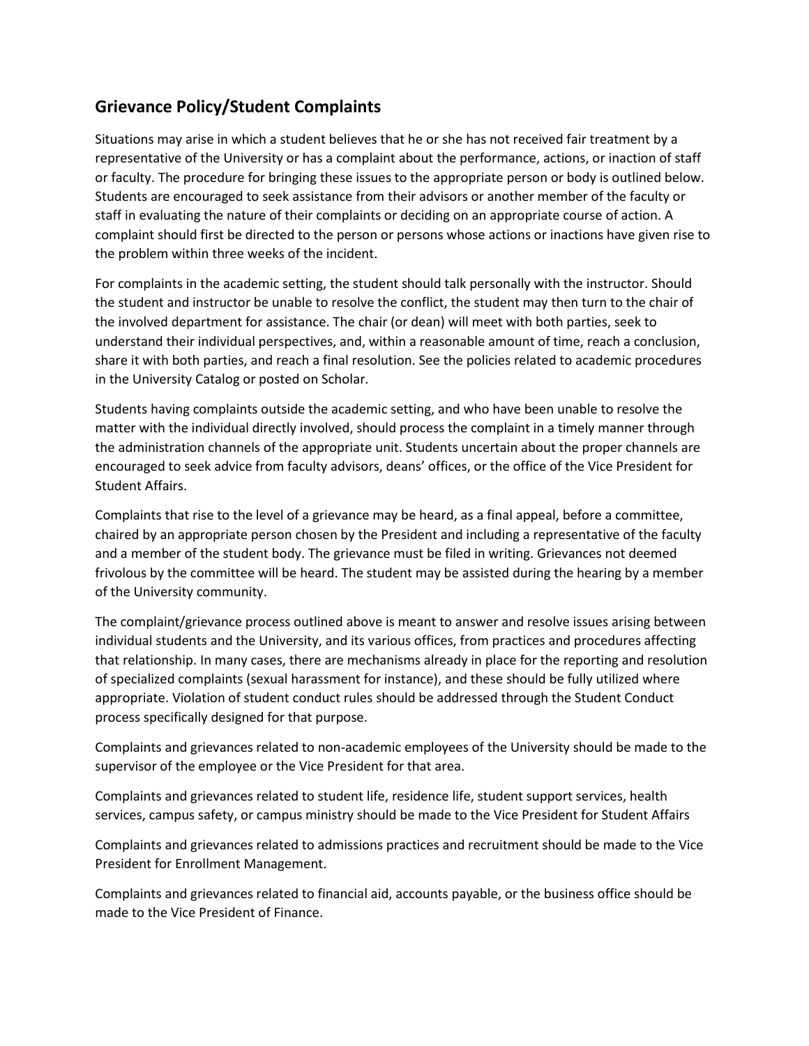## Grievance Policy/Student Complaints

Situations may arise in which a student believes that he or she has not received fair treatment by a representative of the University or has a complaint about the performance, actions, or inaction of staff or faculty. The procedure for bringing these issues to the appropriate person or body is outlined below. Students are encouraged to seek assistance from their advisors or another member of the faculty or staff in evaluating the nature of their complaints or deciding on an appropriate course of action. A complaint should first be directed to the person or persons whose actions or inactions have given rise to the problem within three weeks of the incident.

For complaints in the academic setting, the student should talk personally with the instructor. Should the student and instructor be unable to resolve the conflict, the student may then turn to the chair of the involved department for assistance. The chair (or dean) will meet with both parties, seek to understand their individual perspectives, and, within a reasonable amount of time, reach a conclusion, share it with both parties, and reach a final resolution. See the policies related to academic procedures in the University Catalog or posted on Scholar.

Students having complaints outside the academic setting, and who have been unable to resolve the matter with the individual directly involved, should process the complaint in a timely manner through the administration channels of the appropriate unit. Students uncertain about the proper channels are encouraged to seek advice from faculty advisors, deans' offices, or the office of the Vice President for Student Affairs.

Complaints that rise to the level of a grievance may be heard, as a final appeal, before a committee, chaired by an appropriate person chosen by the President and including a representative of the faculty and a member of the student body. The grievance must be filed in writing. Grievances not deemed frivolous by the committee will be heard. The student may be assisted during the hearing by a member of the University community.

The complaint/grievance process outlined above is meant to answer and resolve issues arising between individual students and the University, and its various offices, from practices and procedures affecting that relationship. In many cases, there are mechanisms already in place for the reporting and resolution of specialized complaints (sexual harassment for instance), and these should be fully utilized where appropriate. Violation of student conduct rules should be addressed through the Student Conduct process specifically designed for that purpose.

Complaints and grievances related to non-academic employees of the University should be made to the supervisor of the employee or the Vice President for that area.

Complaints and grievances related to student life, residence life, student support services, health services, campus safety, or campus ministry should be made to the Vice President for Student Affairs

Complaints and grievances related to admissions practices and recruitment should be made to the Vice President for Enrollment Management.

Complaints and grievances related to financial aid, accounts payable, or the business office should be made to the Vice President of Finance.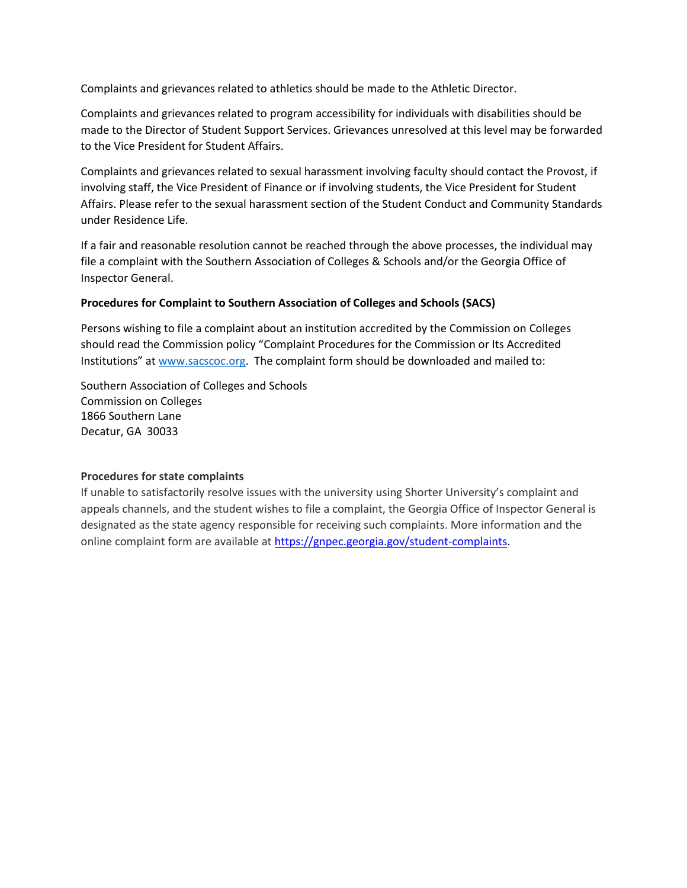Complaints and grievances related to athletics should be made to the Athletic Director.

Complaints and grievances related to program accessibility for individuals with disabilities should be made to the Director of Student Support Services. Grievances unresolved at this level may be forwarded to the Vice President for Student Affairs.

Complaints and grievances related to sexual harassment involving faculty should contact the Provost, if involving staff, the Vice President of Finance or if involving students, the Vice President for Student Affairs. Please refer to the sexual harassment section of the Student Conduct and Community Standards under Residence Life.

If a fair and reasonable resolution cannot be reached through the above processes, the individual may file a complaint with the Southern Association of Colleges & Schools and/or the Georgia Office of Inspector General.

**Procedures for Complaint to Southern Association of Colleges and Schools (SACS)**

Persons wishing to file a complaint about an institution accredited by the Commission on Colleges should read the Commission policy "Complaint Procedures for the Commission or Its Accredited Institutions" at www.sacscoc.org. The complaint form should be downloaded and mailed to:

Southern Association of Colleges and Schools  
Commission on Colleges  
1866 Southern Lane  
Decatur, GA 30033

**Procedures for state complaints**

If unable to satisfactorily resolve issues with the university using Shorter University's complaint and appeals channels, and the student wishes to file a complaint, the Georgia Office of Inspector General is designated as the state agency responsible for receiving such complaints. More information and the online complaint form are available at https://gnpec.georgia.gov/student-complaints.